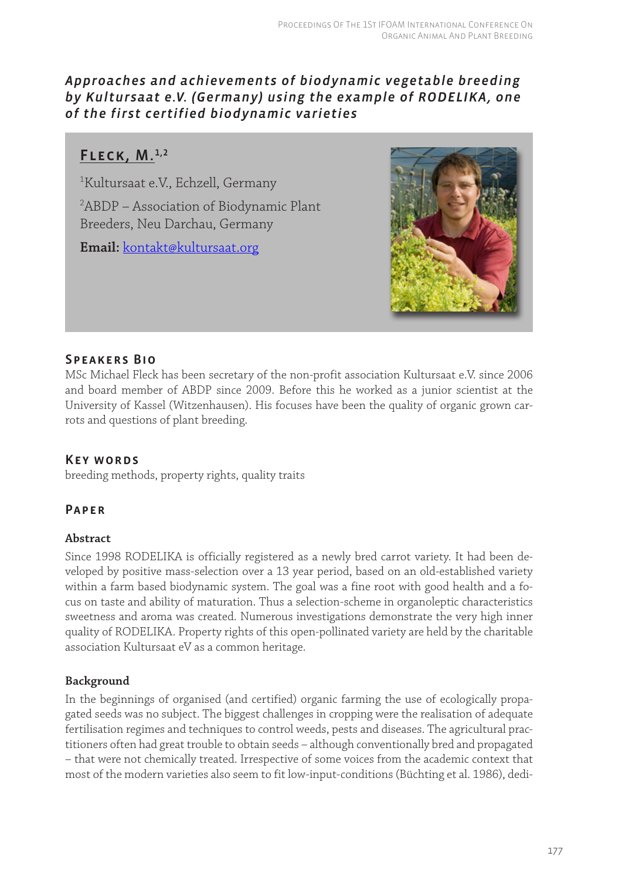# Approaches and achievements of biodynamic vegetable breeding by Kultursaat e.V. (Germany) using the example of RODELIKA, one of the first certified biodynamic varieties

## Fleck, M.[1,2]

[1]Kultursaat e.V., Echzell, Germany

[2]ABDP – Association of Biodynamic Plant Breeders, Neu Darchau, Germany

**Email:** kontakt@kultursaat.org

## Speakers Bio

MSc Michael Fleck has been secretary of the non-profit association Kultursaat e.V. since 2006 and board member of ABDP since 2009. Before this he worked as a junior scientist at the University of Kassel (Witzenhausen). His focuses have been the quality of organic grown carrots and questions of plant breeding.

## Key words

breeding methods, property rights, quality traits

## Paper

### Abstract

Since 1998 RODELIKA is officially registered as a newly bred carrot variety. It had been developed by positive mass-selection over a 13 year period, based on an old-established variety within a farm based biodynamic system. The goal was a fine root with good health and a focus on taste and ability of maturation. Thus a selection-scheme in organoleptic characteristics sweetness and aroma was created. Numerous investigations demonstrate the very high inner quality of RODELIKA. Property rights of this open-pollinated variety are held by the charitable association Kultursaat eV as a common heritage.

### Background

In the beginnings of organised (and certified) organic farming the use of ecologically propagated seeds was no subject. The biggest challenges in cropping were the realisation of adequate fertilisation regimes and techniques to control weeds, pests and diseases. The agricultural practitioners often had great trouble to obtain seeds – although conventionally bred and propagated – that were not chemically treated. Irrespective of some voices from the academic context that most of the modern varieties also seem to fit low-input-conditions (Büchting et al. 1986), dedi-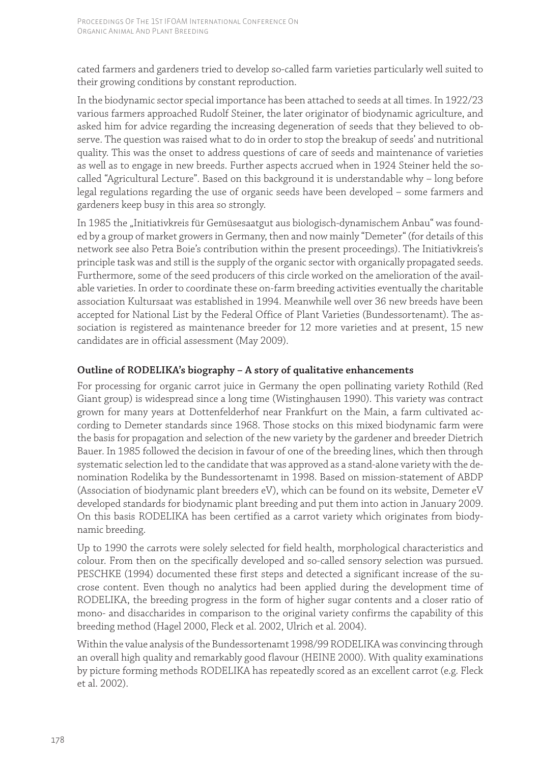cated farmers and gardeners tried to develop so-called farm varieties particularly well suited to their growing conditions by constant reproduction.

In the biodynamic sector special importance has been attached to seeds at all times. In 1922/23 various farmers approached Rudolf Steiner, the later originator of biodynamic agriculture, and asked him for advice regarding the increasing degeneration of seeds that they believed to observe. The question was raised what to do in order to stop the breakup of seeds' and nutritional quality. This was the onset to address questions of care of seeds and maintenance of varieties as well as to engage in new breeds. Further aspects accrued when in 1924 Steiner held the so-called "Agricultural Lecture". Based on this background it is understandable why – long before legal regulations regarding the use of organic seeds have been developed – some farmers and gardeners keep busy in this area so strongly.

In 1985 the „Initiativkreis für Gemüsesaatgut aus biologisch-dynamischem Anbau" was founded by a group of market growers in Germany, then and now mainly "Demeter" (for details of this network see also Petra Boie's contribution within the present proceedings). The Initiativkreis's principle task was and still is the supply of the organic sector with organically propagated seeds. Furthermore, some of the seed producers of this circle worked on the amelioration of the available varieties. In order to coordinate these on-farm breeding activities eventually the charitable association Kultursaat was established in 1994. Meanwhile well over 36 new breeds have been accepted for National List by the Federal Office of Plant Varieties (Bundessortenamt). The association is registered as maintenance breeder for 12 more varieties and at present, 15 new candidates are in official assessment (May 2009).

## Outline of RODELIKA's biography – A story of qualitative enhancements

For processing for organic carrot juice in Germany the open pollinating variety Rothild (Red Giant group) is widespread since a long time (Wistinghausen 1990). This variety was contract grown for many years at Dottenfelderhof near Frankfurt on the Main, a farm cultivated according to Demeter standards since 1968. Those stocks on this mixed biodynamic farm were the basis for propagation and selection of the new variety by the gardener and breeder Dietrich Bauer. In 1985 followed the decision in favour of one of the breeding lines, which then through systematic selection led to the candidate that was approved as a stand-alone variety with the denomination Rodelika by the Bundessortenamt in 1998. Based on mission-statement of ABDP (Association of biodynamic plant breeders eV), which can be found on its website, Demeter eV developed standards for biodynamic plant breeding and put them into action in January 2009. On this basis RODELIKA has been certified as a carrot variety which originates from biodynamic breeding.

Up to 1990 the carrots were solely selected for field health, morphological characteristics and colour. From then on the specifically developed and so-called sensory selection was pursued. PESCHKE (1994) documented these first steps and detected a significant increase of the sucrose content. Even though no analytics had been applied during the development time of RODELIKA, the breeding progress in the form of higher sugar contents and a closer ratio of mono- and disaccharides in comparison to the original variety confirms the capability of this breeding method (Hagel 2000, Fleck et al. 2002, Ulrich et al. 2004).

Within the value analysis of the Bundessortenamt 1998/99 RODELIKA was convincing through an overall high quality and remarkably good flavour (HEINE 2000). With quality examinations by picture forming methods RODELIKA has repeatedly scored as an excellent carrot (e.g. Fleck et al. 2002).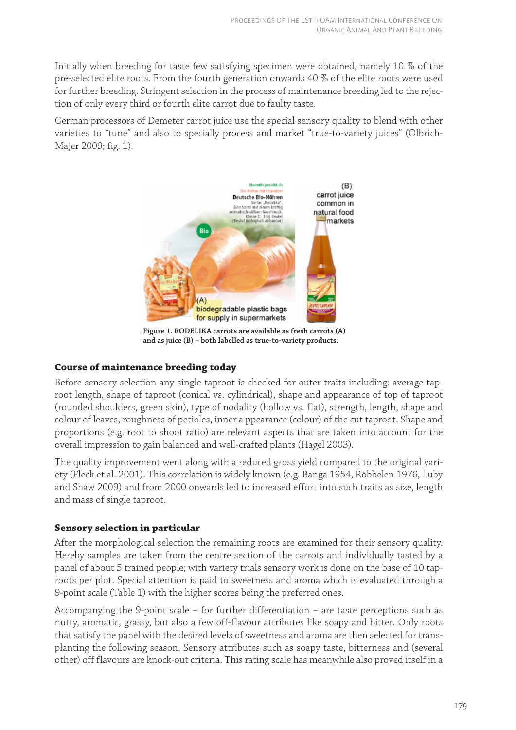Initially when breeding for taste few satisfying specimen were obtained, namely 10 % of the pre-selected elite roots. From the fourth generation onwards 40 % of the elite roots were used for further breeding. Stringent selection in the process of maintenance breeding led to the rejection of only every third or fourth elite carrot due to faulty taste.

German processors of Demeter carrot juice use the special sensory quality to blend with other varieties to "tune" and also to specially process and market "true-to-variety juices" (Olbrich-Majer 2009; fig. 1).

**Figure 1. RODELIKA carrots are available as fresh carrots (A) and as juice (B) – both labelled as true-to-variety products.**

## Course of maintenance breeding today

Before sensory selection any single taproot is checked for outer traits including: average taproot length, shape of taproot (conical vs. cylindrical), shape and appearance of top of taproot (rounded shoulders, green skin), type of nodality (hollow vs. flat), strength, length, shape and colour of leaves, roughness of petioles, inner a ppearance (colour) of the cut taproot. Shape and proportions (e.g. root to shoot ratio) are relevant aspects that are taken into account for the overall impression to gain balanced and well-crafted plants (Hagel 2003).

The quality improvement went along with a reduced gross yield compared to the original variety (Fleck et al. 2001). This correlation is widely known (e.g. Banga 1954, Röbbelen 1976, Luby and Shaw 2009) and from 2000 onwards led to increased effort into such traits as size, length and mass of single taproot.

## Sensory selection in particular

After the morphological selection the remaining roots are examined for their sensory quality. Hereby samples are taken from the centre section of the carrots and individually tasted by a panel of about 5 trained people; with variety trials sensory work is done on the base of 10 taproots per plot. Special attention is paid to sweetness and aroma which is evaluated through a 9-point scale (Table 1) with the higher scores being the preferred ones.

Accompanying the 9-point scale – for further differentiation – are taste perceptions such as nutty, aromatic, grassy, but also a few off-flavour attributes like soapy and bitter. Only roots that satisfy the panel with the desired levels of sweetness and aroma are then selected for transplanting the following season. Sensory attributes such as soapy taste, bitterness and (several other) off flavours are knock-out criteria. This rating scale has meanwhile also proved itself in a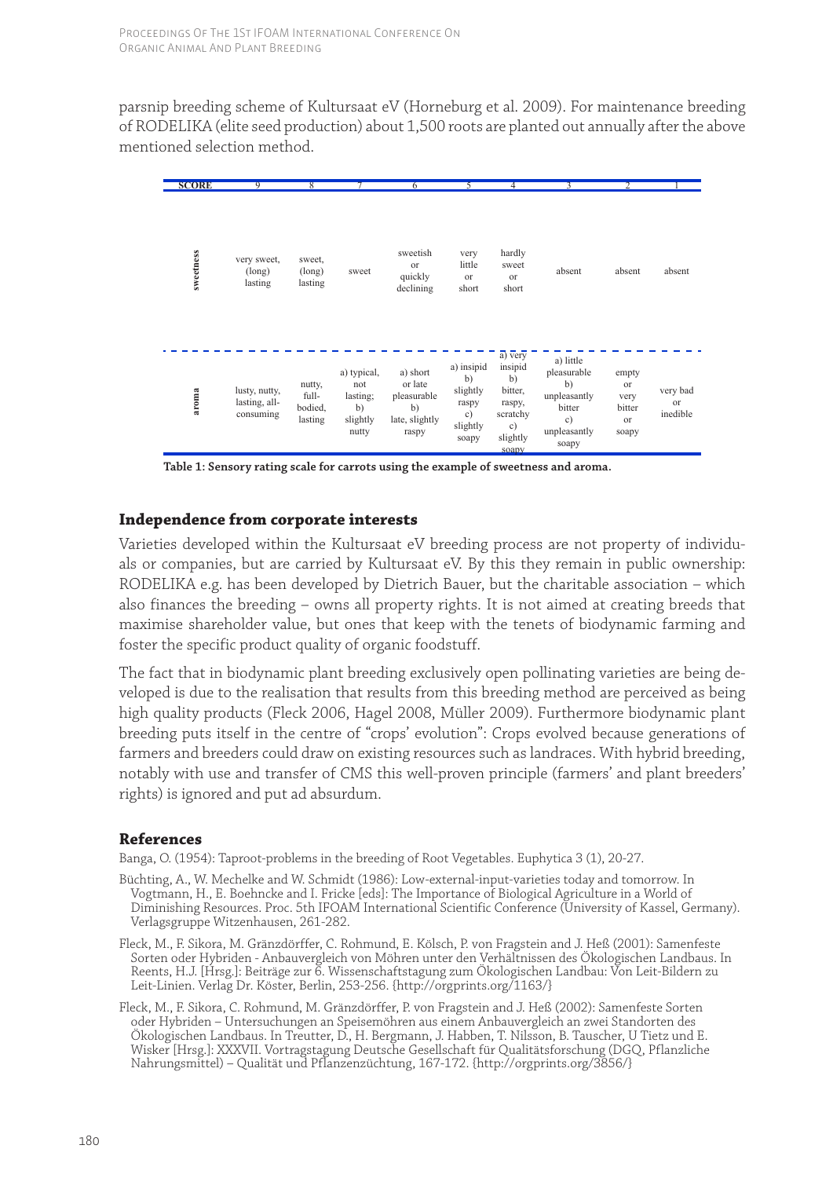parsnip breeding scheme of Kultursaat eV (Horneburg et al. 2009). For maintenance breeding of RODELIKA (elite seed production) about 1,500 roots are planted out annually after the above mentioned selection method.

| SCORE | 9 | 8 | 7 | 6 | 5 | 4 | 3 | 2 | 1 |
|---|---|---|---|---|---|---|---|---|---|
| sweetness | very sweet, (long) lasting | sweet, (long) lasting | sweet | sweetish or quickly declining | very little or short | hardly sweet or short | absent | absent | absent |
| aroma | lusty, nutty, lasting, all-consuming | nutty, full-bodied, lasting | a) typical, not lasting; b) slightly nutty | a) short or late pleasurable b) late, slightly raspy | a) insipid b) slightly raspy c) slightly soapy | a) very insipid b) bitter, raspy, scratchy c) slightly soapy | a) little pleasurable b) unpleasantly bitter c) unpleasantly soapy | empty or very bitter or soapy | very bad or inedible |

**Table 1: Sensory rating scale for carrots using the example of sweetness and aroma.**

## Independence from corporate interests

Varieties developed within the Kultursaat eV breeding process are not property of individuals or companies, but are carried by Kultursaat eV. By this they remain in public ownership: RODELIKA e.g. has been developed by Dietrich Bauer, but the charitable association – which also finances the breeding – owns all property rights. It is not aimed at creating breeds that maximise shareholder value, but ones that keep with the tenets of biodynamic farming and foster the specific product quality of organic foodstuff.

The fact that in biodynamic plant breeding exclusively open pollinating varieties are being developed is due to the realisation that results from this breeding method are perceived as being high quality products (Fleck 2006, Hagel 2008, Müller 2009). Furthermore biodynamic plant breeding puts itself in the centre of "crops' evolution": Crops evolved because generations of farmers and breeders could draw on existing resources such as landraces. With hybrid breeding, notably with use and transfer of CMS this well-proven principle (farmers' and plant breeders' rights) is ignored and put ad absurdum.

## References

Banga, O. (1954): Taproot-problems in the breeding of Root Vegetables. Euphytica 3 (1), 20-27.

Büchting, A., W. Mechelke and W. Schmidt (1986): Low-external-input-varieties today and tomorrow. In Vogtmann, H., E. Boehncke and I. Fricke [eds]: The Importance of Biological Agriculture in a World of Diminishing Resources. Proc. 5th IFOAM International Scientific Conference (University of Kassel, Germany). Verlagsgruppe Witzenhausen, 261-282.

Fleck, M., F. Sikora, M. Gränzdörffer, C. Rohmund, E. Kölsch, P. von Fragstein and J. Heß (2001): Samenfeste Sorten oder Hybriden - Anbauvergleich von Möhren unter den Verhältnissen des Ökologischen Landbaus. In Reents, H.J. [Hrsg.]: Beiträge zur 6. Wissenschaftstagung zum Ökologischen Landbau: Von Leit-Bildern zu Leit-Linien. Verlag Dr. Köster, Berlin, 253-256. {http://orgprints.org/1163/}

Fleck, M., F. Sikora, C. Rohmund, M. Gränzdörffer, P. von Fragstein and J. Heß (2002): Samenfeste Sorten oder Hybriden – Untersuchungen an Speisemöhren aus einem Anbauvergleich an zwei Standorten des Ökologischen Landbaus. In Treutter, D., H. Bergmann, J. Habben, T. Nilsson, B. Tauscher, U Tietz und E. Wisker [Hrsg.]: XXXVII. Vortragstagung Deutsche Gesellschaft für Qualitätsforschung (DGQ, Pflanzliche Nahrungsmittel) – Qualität und Pflanzenzüchtung, 167-172. {http://orgprints.org/3856/}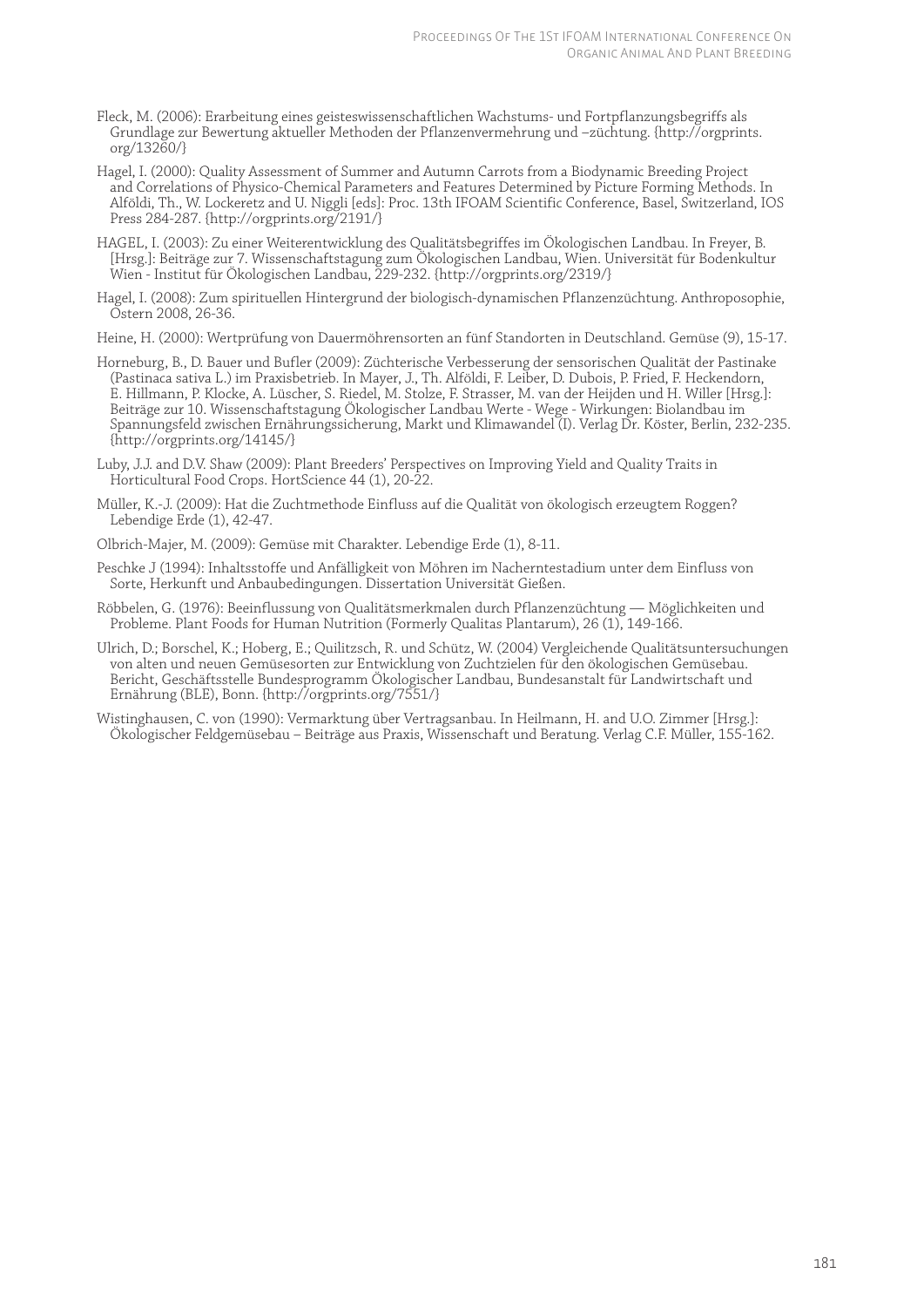Fleck, M. (2006): Erarbeitung eines geisteswissenschaftlichen Wachstums- und Fortpflanzungsbegriffs als Grundlage zur Bewertung aktueller Methoden der Pflanzenvermehrung und –züchtung. {http://orgprints.org/13260/}

Hagel, I. (2000): Quality Assessment of Summer and Autumn Carrots from a Biodynamic Breeding Project and Correlations of Physico-Chemical Parameters and Features Determined by Picture Forming Methods. In Alföldi, Th., W. Lockeretz and U. Niggli [eds]: Proc. 13th IFOAM Scientific Conference, Basel, Switzerland, IOS Press 284-287. {http://orgprints.org/2191/}

HAGEL, I. (2003): Zu einer Weiterentwicklung des Qualitätsbegriffes im Ökologischen Landbau. In Freyer, B. [Hrsg.]: Beiträge zur 7. Wissenschaftstagung zum Ökologischen Landbau, Wien. Universität für Bodenkultur Wien - Institut für Ökologischen Landbau, 229-232. {http://orgprints.org/2319/}

Hagel, I. (2008): Zum spirituellen Hintergrund der biologisch-dynamischen Pflanzenzüchtung. Anthroposophie, Ostern 2008, 26-36.

Heine, H. (2000): Wertprüfung von Dauermöhrensorten an fünf Standorten in Deutschland. Gemüse (9), 15-17.

Horneburg, B., D. Bauer und Bufler (2009): Züchterische Verbesserung der sensorischen Qualität der Pastinake (Pastinaca sativa L.) im Praxisbetrieb. In Mayer, J., Th. Alföldi, F. Leiber, D. Dubois, P. Fried, F. Heckendorn, E. Hillmann, P. Klocke, A. Lüscher, S. Riedel, M. Stolze, F. Strasser, M. van der Heijden und H. Willer [Hrsg.]: Beiträge zur 10. Wissenschaftstagung Ökologischer Landbau Werte - Wege - Wirkungen: Biolandbau im Spannungsfeld zwischen Ernährungssicherung, Markt und Klimawandel (I). Verlag Dr. Köster, Berlin, 232-235. {http://orgprints.org/14145/}

Luby, J.J. and D.V. Shaw (2009): Plant Breeders' Perspectives on Improving Yield and Quality Traits in Horticultural Food Crops. HortScience 44 (1), 20-22.

Müller, K.-J. (2009): Hat die Zuchtmethode Einfluss auf die Qualität von ökologisch erzeugtem Roggen? Lebendige Erde (1), 42-47.

Olbrich-Majer, M. (2009): Gemüse mit Charakter. Lebendige Erde (1), 8-11.

Peschke J (1994): Inhaltsstoffe und Anfälligkeit von Möhren im Nacherntestadium unter dem Einfluss von Sorte, Herkunft und Anbaubedingungen. Dissertation Universität Gießen.

Röbbelen, G. (1976): Beeinflussung von Qualitätsmerkmalen durch Pflanzenzüchtung — Möglichkeiten und Probleme. Plant Foods for Human Nutrition (Formerly Qualitas Plantarum), 26 (1), 149-166.

Ulrich, D.; Borschel, K.; Hoberg, E.; Quilitzsch, R. und Schütz, W. (2004) Vergleichende Qualitätsuntersuchungen von alten und neuen Gemüsesorten zur Entwicklung von Zuchtzielen für den ökologischen Gemüsebau. Bericht, Geschäftsstelle Bundesprogramm Ökologischer Landbau, Bundesanstalt für Landwirtschaft und Ernährung (BLE), Bonn. {http://orgprints.org/7551/}

Wistinghausen, C. von (1990): Vermarktung über Vertragsanbau. In Heilmann, H. and U.O. Zimmer [Hrsg.]: Ökologischer Feldgemüsebau – Beiträge aus Praxis, Wissenschaft und Beratung. Verlag C.F. Müller, 155-162.